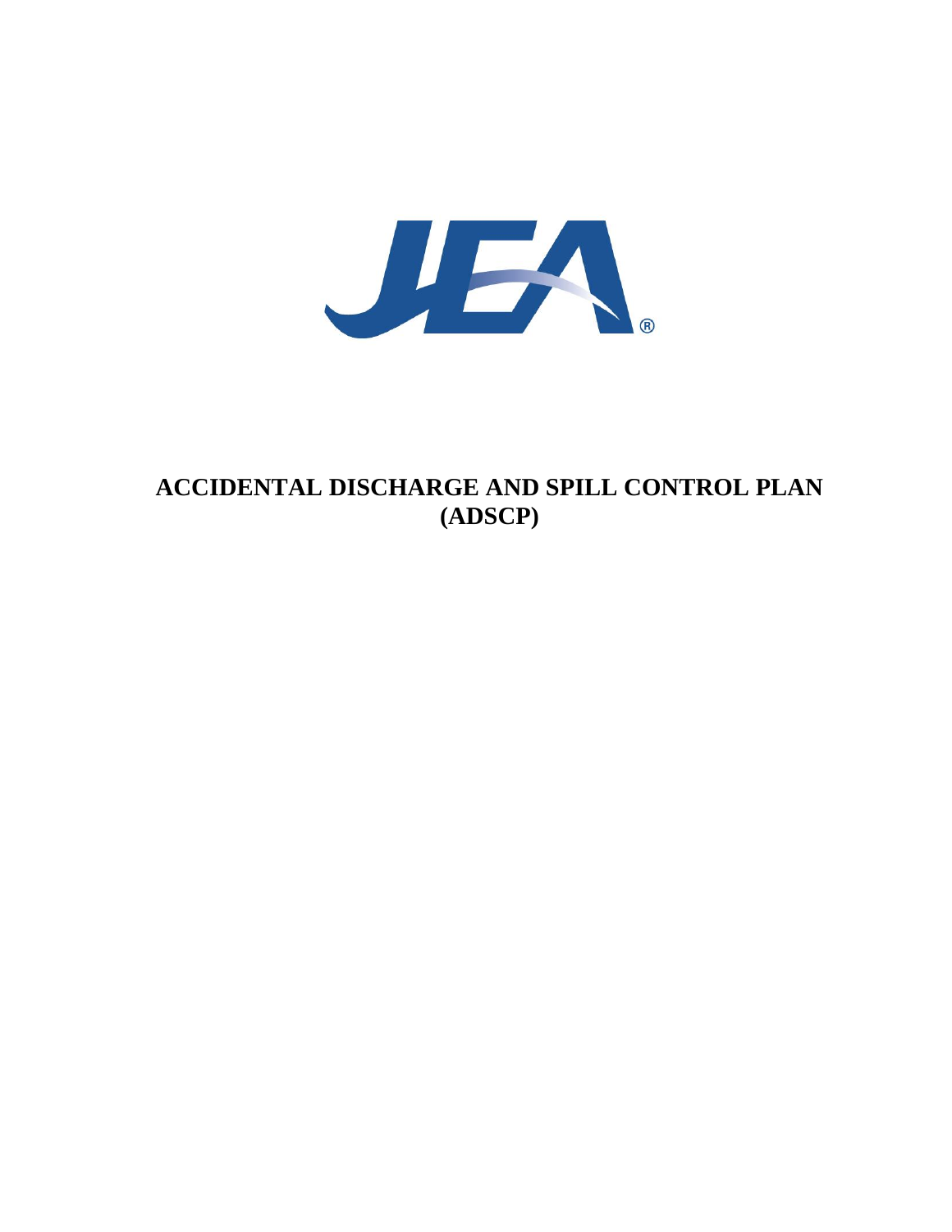# ACCIDENTAL DISCHARGE AND SPILL CONTROL PLAN (ADSCP)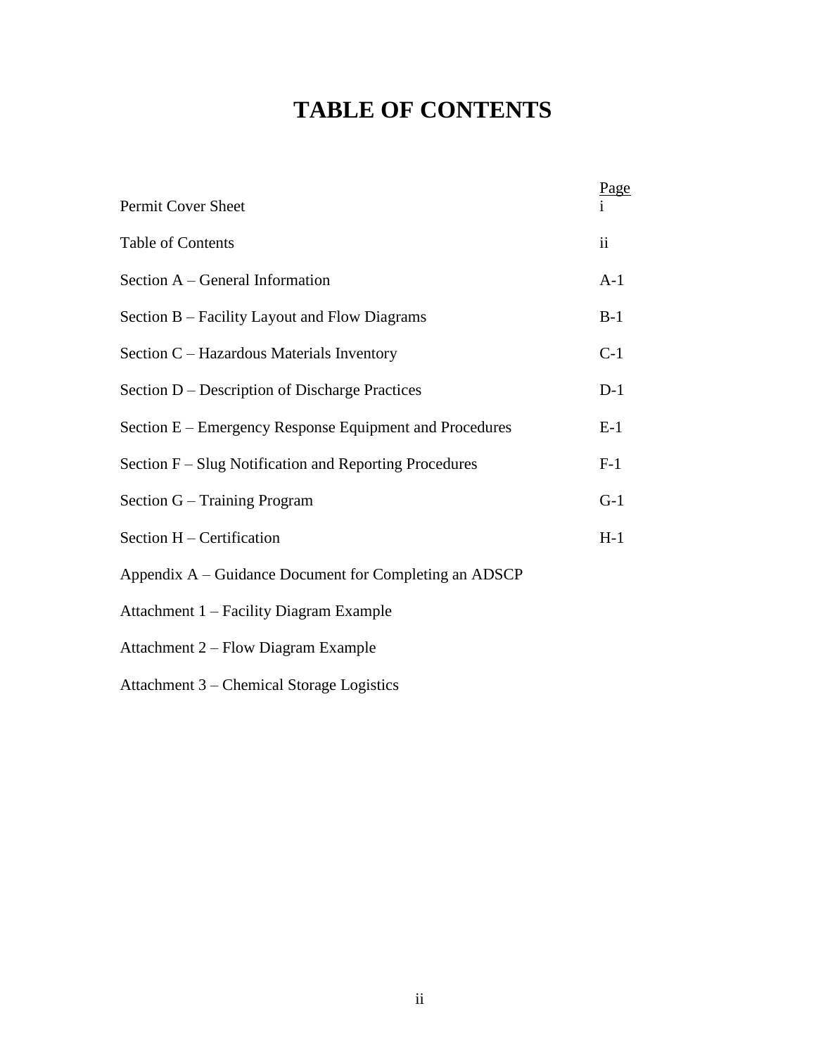# TABLE OF CONTENTS

| | Page |
|---|---|
| Permit Cover Sheet | i |
| Table of Contents | ii |
| Section A – General Information | A-1 |
| Section B – Facility Layout and Flow Diagrams | B-1 |
| Section C – Hazardous Materials Inventory | C-1 |
| Section D – Description of Discharge Practices | D-1 |
| Section E – Emergency Response Equipment and Procedures | E-1 |
| Section F – Slug Notification and Reporting Procedures | F-1 |
| Section G – Training Program | G-1 |
| Section H – Certification | H-1 |
| Appendix A – Guidance Document for Completing an ADSCP | |
| Attachment 1 – Facility Diagram Example | |
| Attachment 2 – Flow Diagram Example | |
| Attachment 3 – Chemical Storage Logistics | |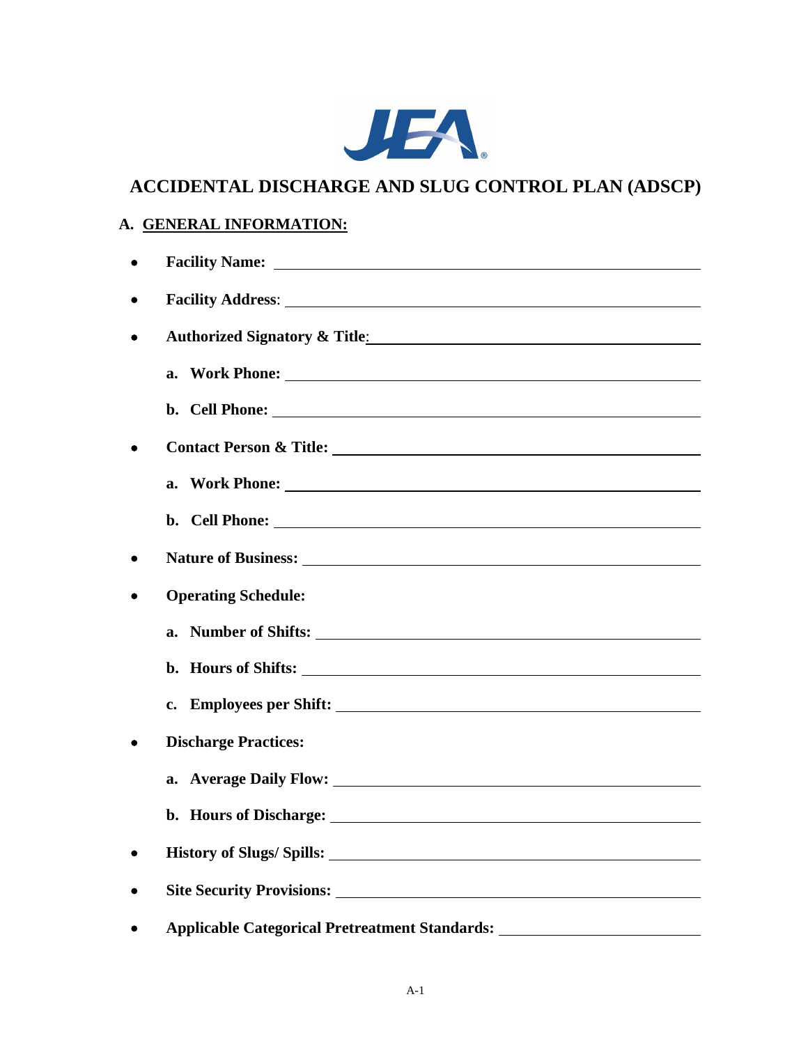# ACCIDENTAL DISCHARGE AND SLUG CONTROL PLAN (ADSCP)

## A. GENERAL INFORMATION:

- **Facility Name:** \_\_\_\_\_\_\_\_\_\_\_\_\_\_\_\_\_\_\_\_\_\_\_\_\_\_\_\_\_\_\_\_\_\_\_\_\_\_\_\_
- **Facility Address**: \_\_\_\_\_\_\_\_\_\_\_\_\_\_\_\_\_\_\_\_\_\_\_\_\_\_\_\_\_\_\_\_\_\_\_\_\_\_\_\_
- **Authorized Signatory & Title**: \_\_\_\_\_\_\_\_\_\_\_\_\_\_\_\_\_\_\_\_\_\_\_\_\_\_\_\_\_\_\_\_\_\_
  - **a. Work Phone:** \_\_\_\_\_\_\_\_\_\_\_\_\_\_\_\_\_\_\_\_\_\_\_\_\_\_\_\_\_\_\_\_\_\_\_\_\_\_\_\_
  - **b. Cell Phone:** \_\_\_\_\_\_\_\_\_\_\_\_\_\_\_\_\_\_\_\_\_\_\_\_\_\_\_\_\_\_\_\_\_\_\_\_\_\_\_\_
- **Contact Person & Title:** \_\_\_\_\_\_\_\_\_\_\_\_\_\_\_\_\_\_\_\_\_\_\_\_\_\_\_\_\_\_\_\_\_\_\_\_
  - **a. Work Phone:** \_\_\_\_\_\_\_\_\_\_\_\_\_\_\_\_\_\_\_\_\_\_\_\_\_\_\_\_\_\_\_\_\_\_\_\_\_\_\_\_
  - **b. Cell Phone:** \_\_\_\_\_\_\_\_\_\_\_\_\_\_\_\_\_\_\_\_\_\_\_\_\_\_\_\_\_\_\_\_\_\_\_\_\_\_\_\_
- **Nature of Business:** \_\_\_\_\_\_\_\_\_\_\_\_\_\_\_\_\_\_\_\_\_\_\_\_\_\_\_\_\_\_\_\_\_\_\_\_\_\_
- **Operating Schedule:**
  - **a. Number of Shifts:** \_\_\_\_\_\_\_\_\_\_\_\_\_\_\_\_\_\_\_\_\_\_\_\_\_\_\_\_\_\_\_\_\_\_\_\_
  - **b. Hours of Shifts:** \_\_\_\_\_\_\_\_\_\_\_\_\_\_\_\_\_\_\_\_\_\_\_\_\_\_\_\_\_\_\_\_\_\_\_\_\_
  - **c. Employees per Shift:** \_\_\_\_\_\_\_\_\_\_\_\_\_\_\_\_\_\_\_\_\_\_\_\_\_\_\_\_\_\_\_\_\_\_
- **Discharge Practices:**
  - **a. Average Daily Flow:** \_\_\_\_\_\_\_\_\_\_\_\_\_\_\_\_\_\_\_\_\_\_\_\_\_\_\_\_\_\_\_\_\_\_
  - **b. Hours of Discharge:** \_\_\_\_\_\_\_\_\_\_\_\_\_\_\_\_\_\_\_\_\_\_\_\_\_\_\_\_\_\_\_\_\_\_
- **History of Slugs/ Spills:** \_\_\_\_\_\_\_\_\_\_\_\_\_\_\_\_\_\_\_\_\_\_\_\_\_\_\_\_\_\_\_\_\_\_\_\_
- **Site Security Provisions:** \_\_\_\_\_\_\_\_\_\_\_\_\_\_\_\_\_\_\_\_\_\_\_\_\_\_\_\_\_\_\_\_\_\_\_\_
- **Applicable Categorical Pretreatment Standards:** \_\_\_\_\_\_\_\_\_\_\_\_\_\_\_\_\_\_\_\_\_\_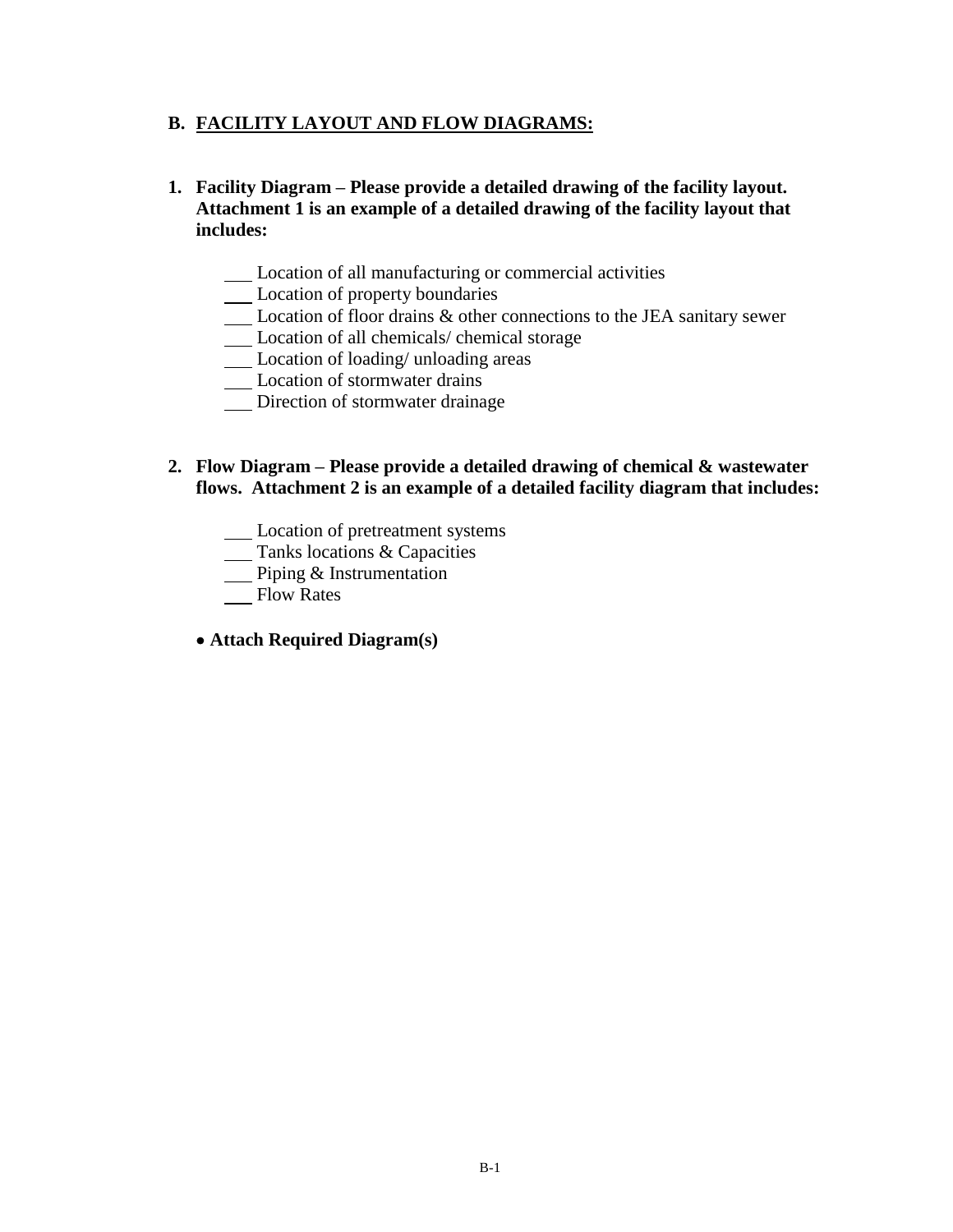## B. FACILITY LAYOUT AND FLOW DIAGRAMS:

**1. Facility Diagram – Please provide a detailed drawing of the facility layout. Attachment 1 is an example of a detailed drawing of the facility layout that includes:**

___ Location of all manufacturing or commercial activities
___ Location of property boundaries
___ Location of floor drains & other connections to the JEA sanitary sewer
___ Location of all chemicals/ chemical storage
___ Location of loading/ unloading areas
___ Location of stormwater drains
___ Direction of stormwater drainage

**2. Flow Diagram – Please provide a detailed drawing of chemical & wastewater flows. Attachment 2 is an example of a detailed facility diagram that includes:**

___ Location of pretreatment systems
___ Tanks locations & Capacities
___ Piping & Instrumentation
___ Flow Rates

- **Attach Required Diagram(s)**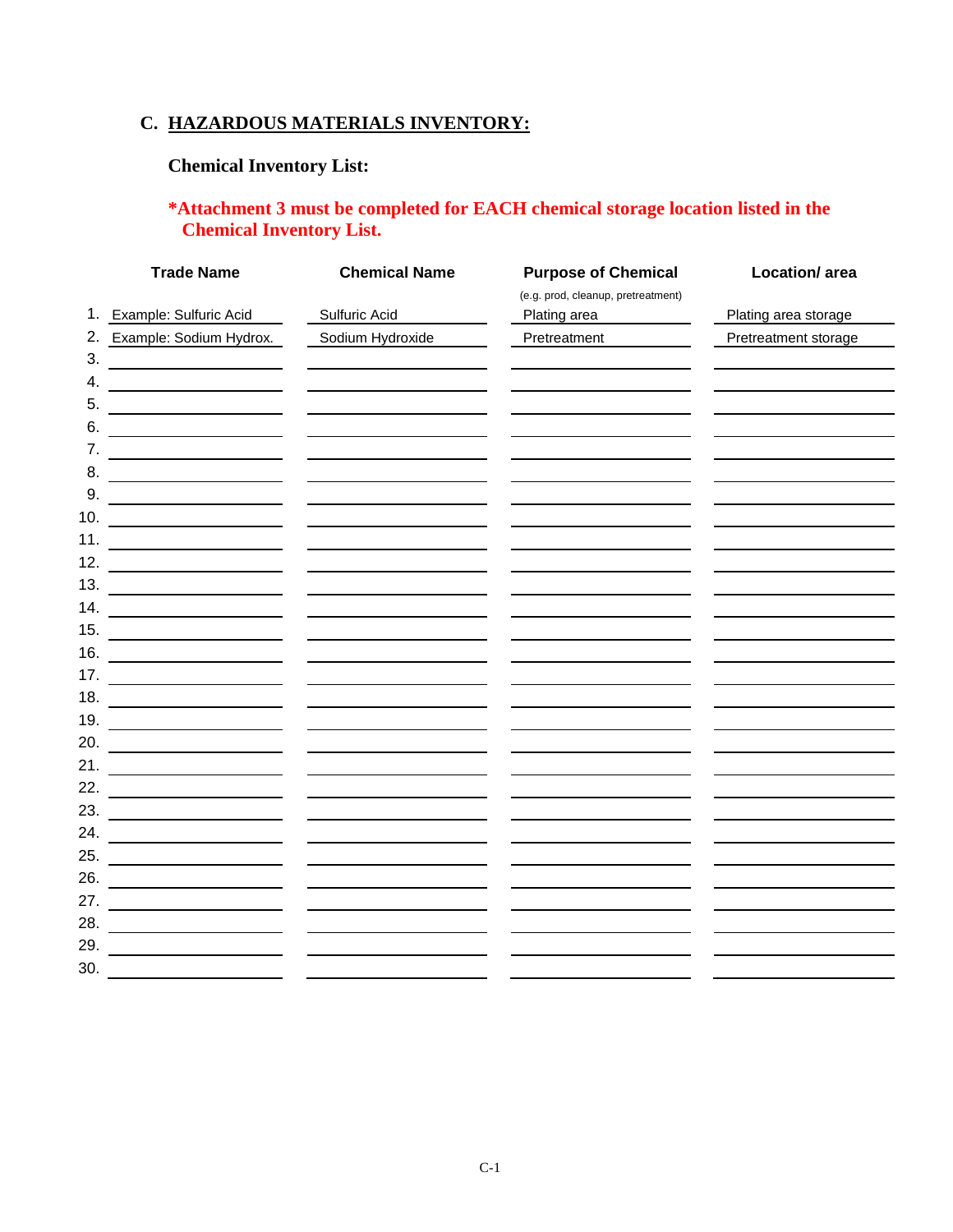## C. HAZARDOUS MATERIALS INVENTORY:

**Chemical Inventory List:**

***Attachment 3 must be completed for EACH chemical storage location listed in the Chemical Inventory List.**

| | Trade Name | Chemical Name | Purpose of Chemical (e.g. prod, cleanup, pretreatment) | Location/ area |
|---|---|---|---|---|
| 1. | Example: Sulfuric Acid | Sulfuric Acid | Plating area | Plating area storage |
| 2. | Example: Sodium Hydrox. | Sodium Hydroxide | Pretreatment | Pretreatment storage |
| 3. | | | | |
| 4. | | | | |
| 5. | | | | |
| 6. | | | | |
| 7. | | | | |
| 8. | | | | |
| 9. | | | | |
| 10. | | | | |
| 11. | | | | |
| 12. | | | | |
| 13. | | | | |
| 14. | | | | |
| 15. | | | | |
| 16. | | | | |
| 17. | | | | |
| 18. | | | | |
| 19. | | | | |
| 20. | | | | |
| 21. | | | | |
| 22. | | | | |
| 23. | | | | |
| 24. | | | | |
| 25. | | | | |
| 26. | | | | |
| 27. | | | | |
| 28. | | | | |
| 29. | | | | |
| 30. | | | | |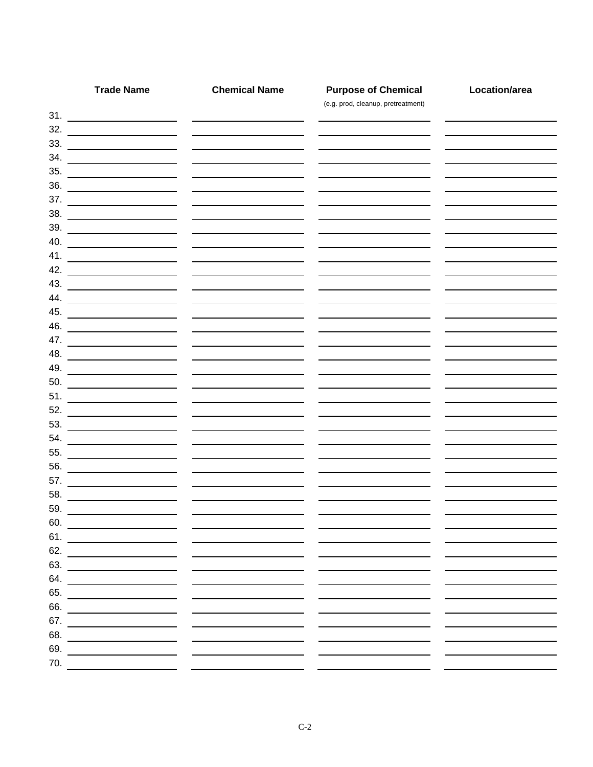| | Trade Name | Chemical Name | Purpose of Chemical (e.g. prod, cleanup, pretreatment) | Location/area |
|---|---|---|---|---|
| 31. | | | | |
| 32. | | | | |
| 33. | | | | |
| 34. | | | | |
| 35. | | | | |
| 36. | | | | |
| 37. | | | | |
| 38. | | | | |
| 39. | | | | |
| 40. | | | | |
| 41. | | | | |
| 42. | | | | |
| 43. | | | | |
| 44. | | | | |
| 45. | | | | |
| 46. | | | | |
| 47. | | | | |
| 48. | | | | |
| 49. | | | | |
| 50. | | | | |
| 51. | | | | |
| 52. | | | | |
| 53. | | | | |
| 54. | | | | |
| 55. | | | | |
| 56. | | | | |
| 57. | | | | |
| 58. | | | | |
| 59. | | | | |
| 60. | | | | |
| 61. | | | | |
| 62. | | | | |
| 63. | | | | |
| 64. | | | | |
| 65. | | | | |
| 66. | | | | |
| 67. | | | | |
| 68. | | | | |
| 69. | | | | |
| 70. | | | | |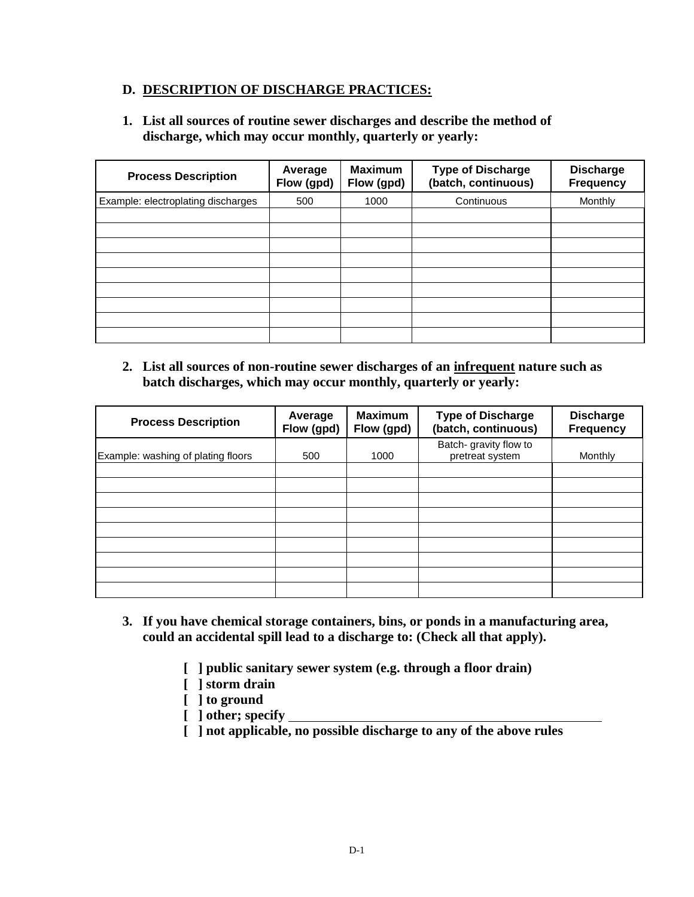## D. DESCRIPTION OF DISCHARGE PRACTICES:

**1. List all sources of routine sewer discharges and describe the method of discharge, which may occur monthly, quarterly or yearly:**

| Process Description | Average Flow (gpd) | Maximum Flow (gpd) | Type of Discharge (batch, continuous) | Discharge Frequency |
|---|---|---|---|---|
| Example: electroplating discharges | 500 | 1000 | Continuous | Monthly |
| | | | | |
| | | | | |
| | | | | |
| | | | | |
| | | | | |
| | | | | |
| | | | | |
| | | | | |
| | | | | |

**2. List all sources of non-routine sewer discharges of an <u>infrequent</u> nature such as batch discharges, which may occur monthly, quarterly or yearly:**

| Process Description | Average Flow (gpd) | Maximum Flow (gpd) | Type of Discharge (batch, continuous) | Discharge Frequency |
|---|---|---|---|---|
| Example: washing of plating floors | 500 | 1000 | Batch- gravity flow to pretreat system | Monthly |
| | | | | |
| | | | | |
| | | | | |
| | | | | |
| | | | | |
| | | | | |
| | | | | |
| | | | | |
| | | | | |

**3. If you have chemical storage containers, bins, or ponds in a manufacturing area, could an accidental spill lead to a discharge to: (Check all that apply).**

- **[ ] public sanitary sewer system (e.g. through a floor drain)**
- **[ ] storm drain**
- **[ ] to ground**
- **[ ] other; specify ______________________________**
- **[ ] not applicable, no possible discharge to any of the above rules**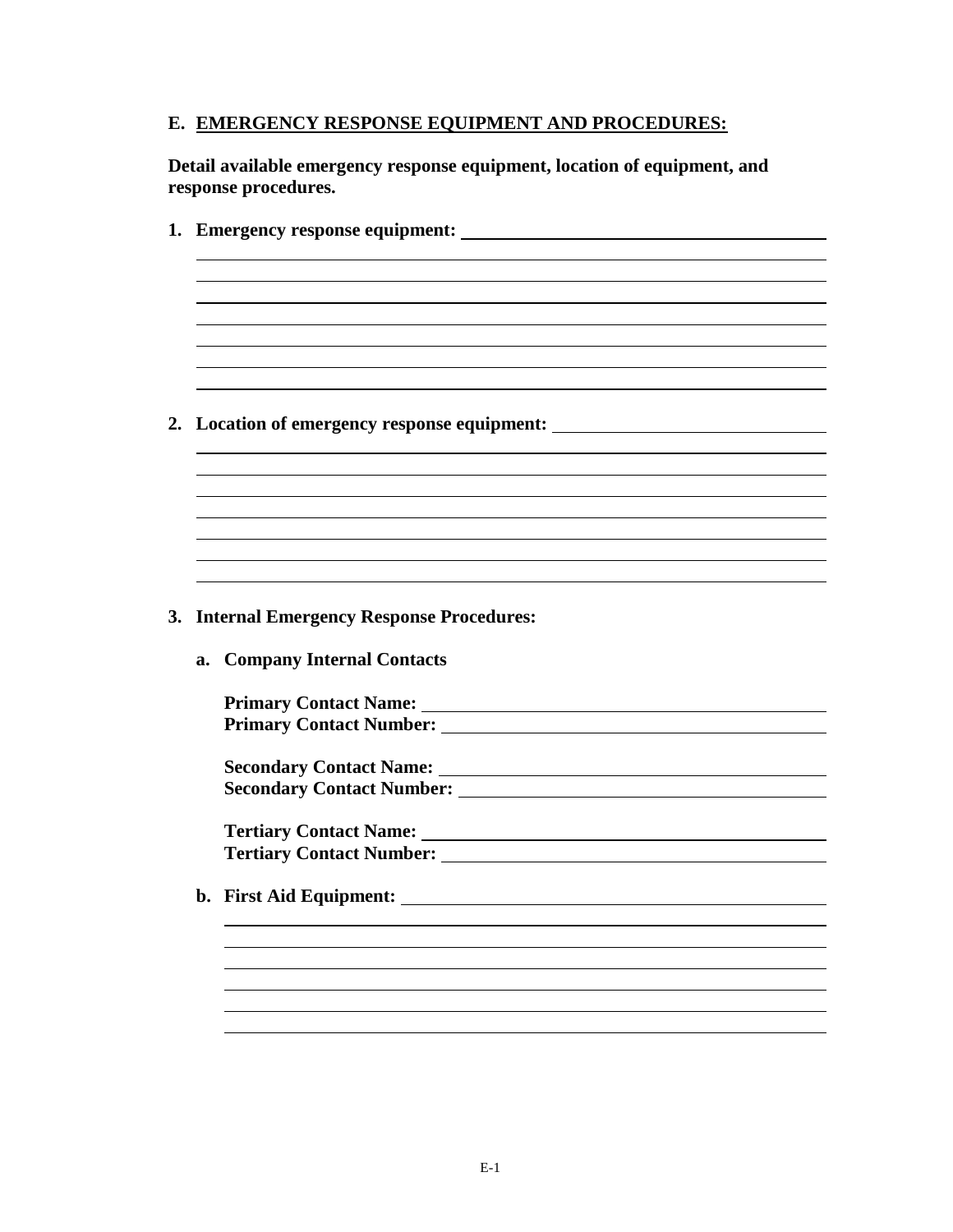## E. EMERGENCY RESPONSE EQUIPMENT AND PROCEDURES:

**Detail available emergency response equipment, location of equipment, and response procedures.**

**1. Emergency response equipment:** ____________________________________________

________________________________________________________________________

________________________________________________________________________

________________________________________________________________________

________________________________________________________________________

________________________________________________________________________

________________________________________________________________________

________________________________________________________________________

**2. Location of emergency response equipment:** ________________________________

________________________________________________________________________

________________________________________________________________________

________________________________________________________________________

________________________________________________________________________

________________________________________________________________________

________________________________________________________________________

________________________________________________________________________

**3. Internal Emergency Response Procedures:**

**a. Company Internal Contacts**

**Primary Contact Name:** ______________________________________

**Primary Contact Number:** ____________________________________

**Secondary Contact Name:** ____________________________________

**Secondary Contact Number:** __________________________________

**Tertiary Contact Name:** ______________________________________

**Tertiary Contact Number:** ____________________________________

**b. First Aid Equipment:** ______________________________________

____________________________________________________________________

____________________________________________________________________

____________________________________________________________________

____________________________________________________________________

____________________________________________________________________

____________________________________________________________________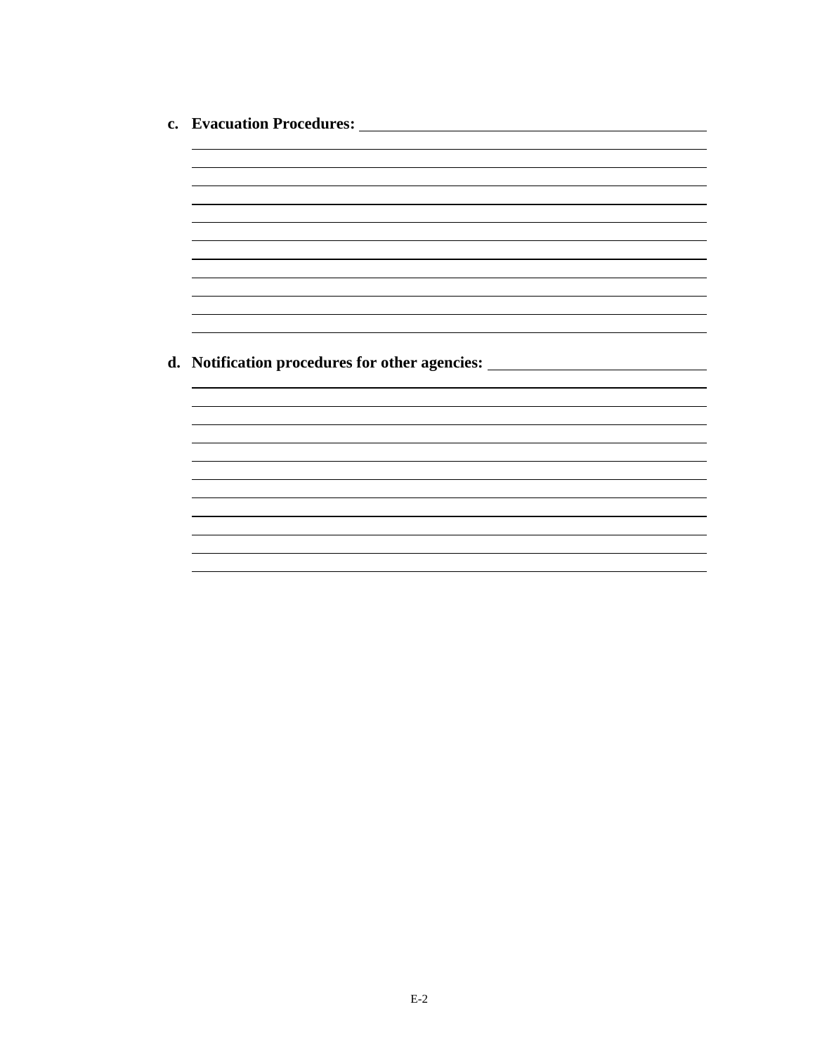**c. Evacuation Procedures:** \_\_\_\_\_\_\_\_\_\_\_\_\_\_\_\_\_\_\_\_\_\_\_\_\_\_\_\_\_\_\_\_\_\_\_\_\_\_\_\_

**d. Notification procedures for other agencies:** \_\_\_\_\_\_\_\_\_\_\_\_\_\_\_\_\_\_\_\_\_\_\_\_\_\_\_\_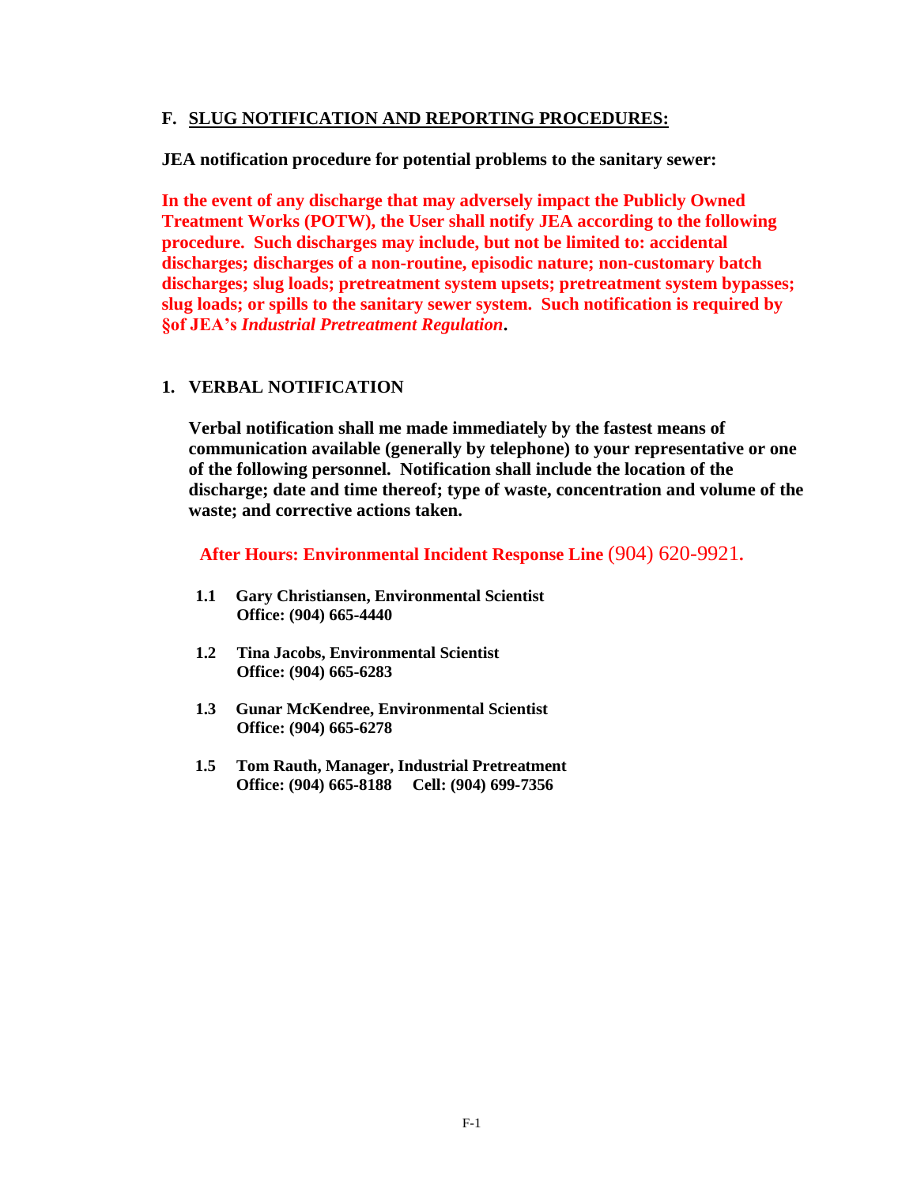## F. SLUG NOTIFICATION AND REPORTING PROCEDURES:

**JEA notification procedure for potential problems to the sanitary sewer:**

**In the event of any discharge that may adversely impact the Publicly Owned Treatment Works (POTW), the User shall notify JEA according to the following procedure. Such discharges may include, but not be limited to: accidental discharges; discharges of a non-routine, episodic nature; non-customary batch discharges; slug loads; pretreatment system upsets; pretreatment system bypasses; slug loads; or spills to the sanitary sewer system. Such notification is required by §of JEA's *Industrial Pretreatment Regulation*.**

### 1. VERBAL NOTIFICATION

**Verbal notification shall me made immediately by the fastest means of communication available (generally by telephone) to your representative or one of the following personnel. Notification shall include the location of the discharge; date and time thereof; type of waste, concentration and volume of the waste; and corrective actions taken.**

**After Hours: Environmental Incident Response Line** (904) 620-9921.

**1.1 Gary Christiansen, Environmental Scientist**
**Office: (904) 665-4440**

**1.2 Tina Jacobs, Environmental Scientist**
**Office: (904) 665-6283**

**1.3 Gunar McKendree, Environmental Scientist**
**Office: (904) 665-6278**

**1.5 Tom Rauth, Manager, Industrial Pretreatment**
**Office: (904) 665-8188 Cell: (904) 699-7356**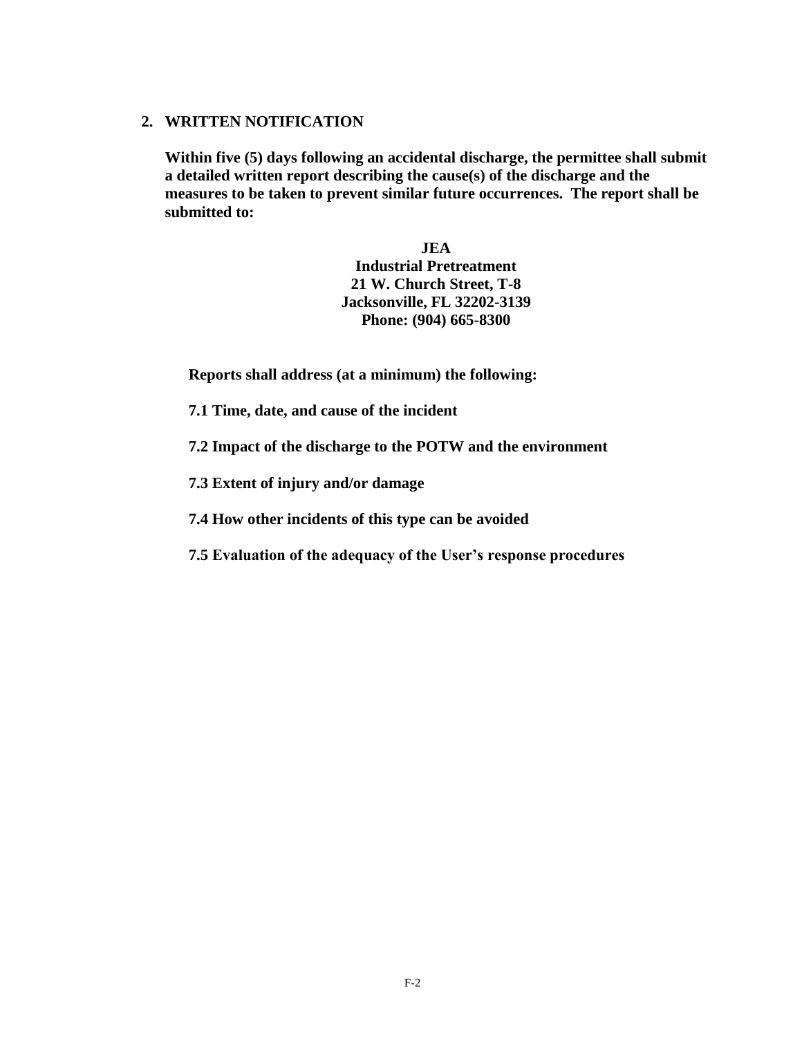## 2. WRITTEN NOTIFICATION

**Within five (5) days following an accidental discharge, the permittee shall submit a detailed written report describing the cause(s) of the discharge and the measures to be taken to prevent similar future occurrences. The report shall be submitted to:**

**JEA**
**Industrial Pretreatment**
**21 W. Church Street, T-8**
**Jacksonville, FL 32202-3139**
**Phone: (904) 665-8300**

**Reports shall address (at a minimum) the following:**

**7.1 Time, date, and cause of the incident**

**7.2 Impact of the discharge to the POTW and the environment**

**7.3 Extent of injury and/or damage**

**7.4 How other incidents of this type can be avoided**

**7.5 Evaluation of the adequacy of the User's response procedures**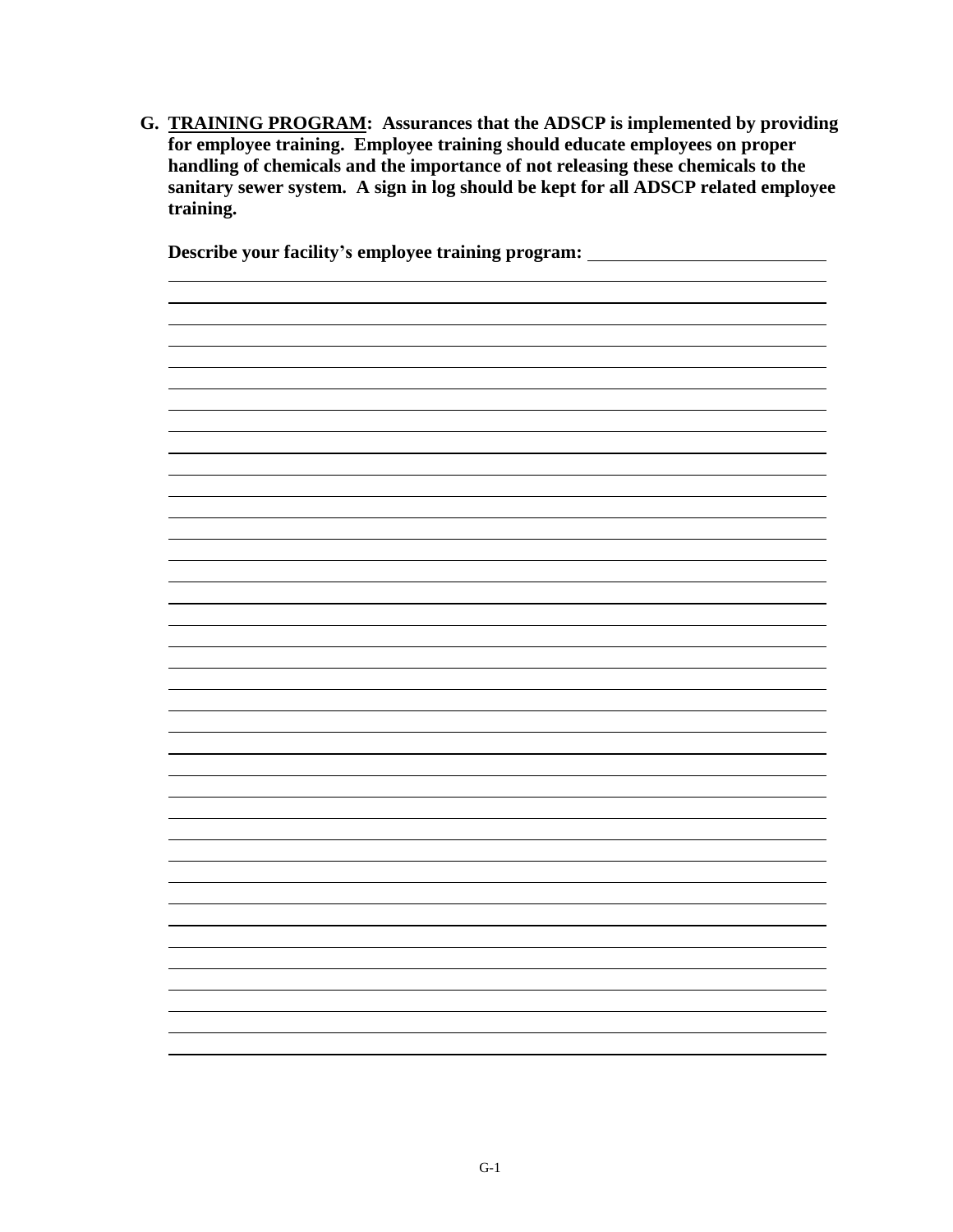**G. <u>TRAINING PROGRAM</u>: Assurances that the ADSCP is implemented by providing for employee training. Employee training should educate employees on proper handling of chemicals and the importance of not releasing these chemicals to the sanitary sewer system. A sign in log should be kept for all ADSCP related employee training.**

**Describe your facility's employee training program:** ______________________________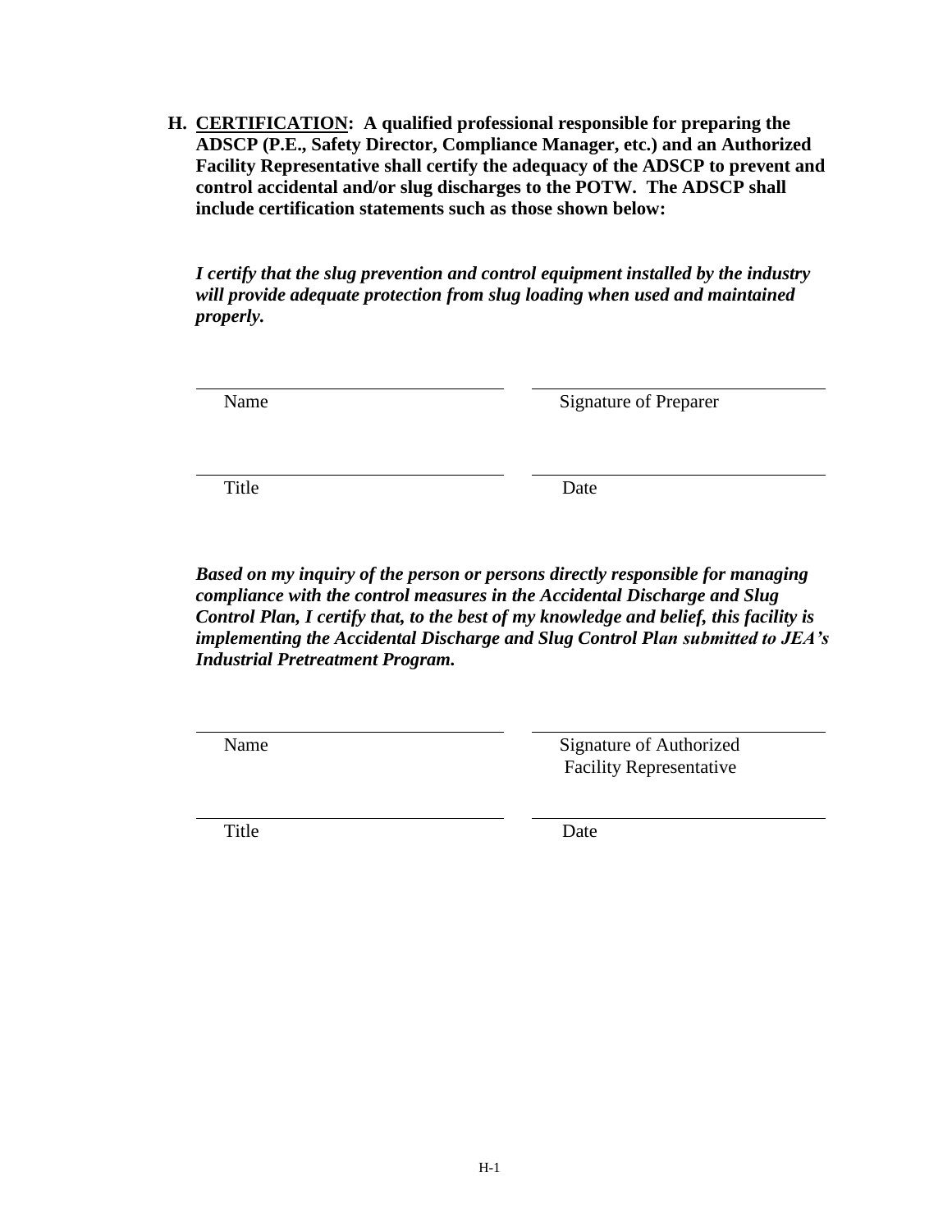**H. <u>CERTIFICATION</u>: A qualified professional responsible for preparing the ADSCP (P.E., Safety Director, Compliance Manager, etc.) and an Authorized Facility Representative shall certify the adequacy of the ADSCP to prevent and control accidental and/or slug discharges to the POTW. The ADSCP shall include certification statements such as those shown below:**

***I certify that the slug prevention and control equipment installed by the industry will provide adequate protection from slug loading when used and maintained properly.***

| | |
|---|---|
| \_\_\_\_\_\_\_\_\_\_\_\_\_\_\_\_\_\_\_\_ | \_\_\_\_\_\_\_\_\_\_\_\_\_\_\_\_\_\_\_\_ |
| Name | Signature of Preparer |
| \_\_\_\_\_\_\_\_\_\_\_\_\_\_\_\_\_\_\_\_ | \_\_\_\_\_\_\_\_\_\_\_\_\_\_\_\_\_\_\_\_ |
| Title | Date |

***Based on my inquiry of the person or persons directly responsible for managing compliance with the control measures in the Accidental Discharge and Slug Control Plan, I certify that, to the best of my knowledge and belief, this facility is implementing the Accidental Discharge and Slug Control Plan submitted to JEA's Industrial Pretreatment Program.***

| | |
|---|---|
| \_\_\_\_\_\_\_\_\_\_\_\_\_\_\_\_\_\_\_\_ | \_\_\_\_\_\_\_\_\_\_\_\_\_\_\_\_\_\_\_\_ |
| Name | Signature of Authorized Facility Representative |
| \_\_\_\_\_\_\_\_\_\_\_\_\_\_\_\_\_\_\_\_ | \_\_\_\_\_\_\_\_\_\_\_\_\_\_\_\_\_\_\_\_ |
| Title | Date |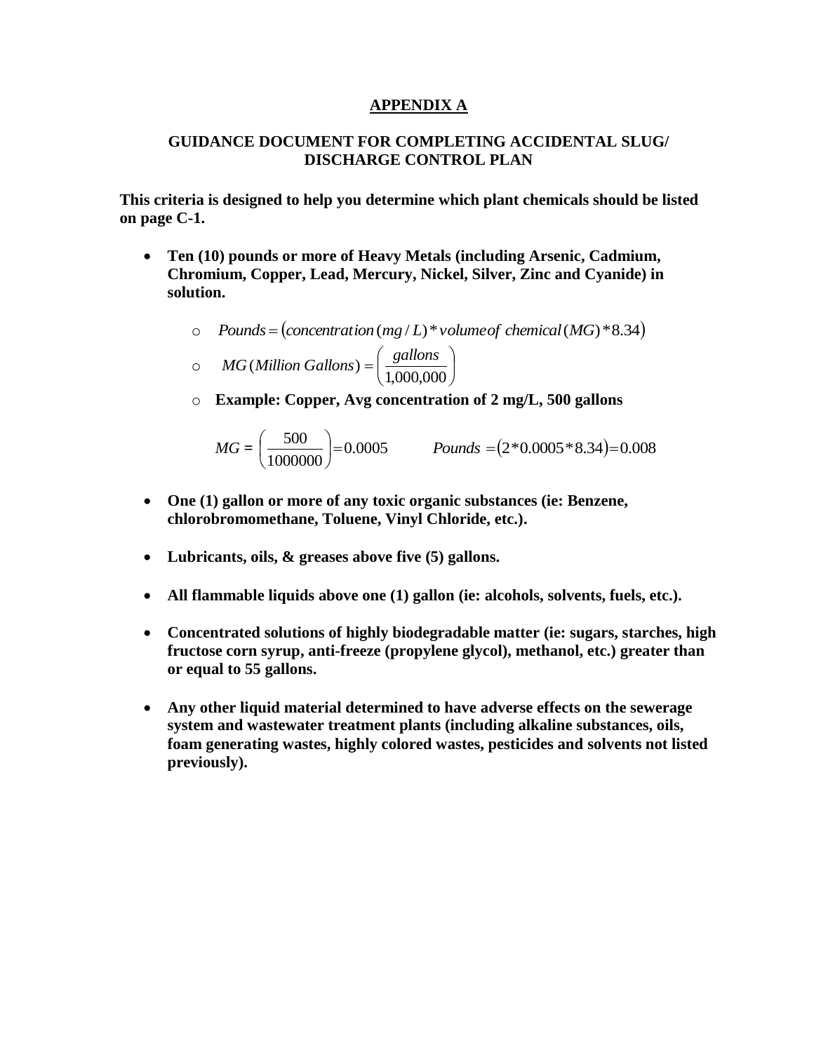## APPENDIX A

### GUIDANCE DOCUMENT FOR COMPLETING ACCIDENTAL SLUG/ DISCHARGE CONTROL PLAN

**This criteria is designed to help you determine which plant chemicals should be listed on page C-1.**

- **Ten (10) pounds or more of Heavy Metals (including Arsenic, Cadmium, Chromium, Copper, Lead, Mercury, Nickel, Silver, Zinc and Cyanide) in solution.**
  - $Pounds = (concentration\,(mg/L) * volume\,of\ chemical\,(MG) * 8.34)$
  - $MG\,(Million\ Gallons) = \left(\frac{gallons}{1{,}000{,}000}\right)$
  - **Example: Copper, Avg concentration of 2 mg/L, 500 gallons**

    $MG = \left(\frac{500}{1000000}\right) = 0.0005 \qquad Pounds = (2 * 0.0005 * 8.34) = 0.008$

- **One (1) gallon or more of any toxic organic substances (ie: Benzene, chlorobromomethane, Toluene, Vinyl Chloride, etc.).**
- **Lubricants, oils, & greases above five (5) gallons.**
- **All flammable liquids above one (1) gallon (ie: alcohols, solvents, fuels, etc.).**
- **Concentrated solutions of highly biodegradable matter (ie: sugars, starches, high fructose corn syrup, anti-freeze (propylene glycol), methanol, etc.) greater than or equal to 55 gallons.**
- **Any other liquid material determined to have adverse effects on the sewerage system and wastewater treatment plants (including alkaline substances, oils, foam generating wastes, highly colored wastes, pesticides and solvents not listed previously).**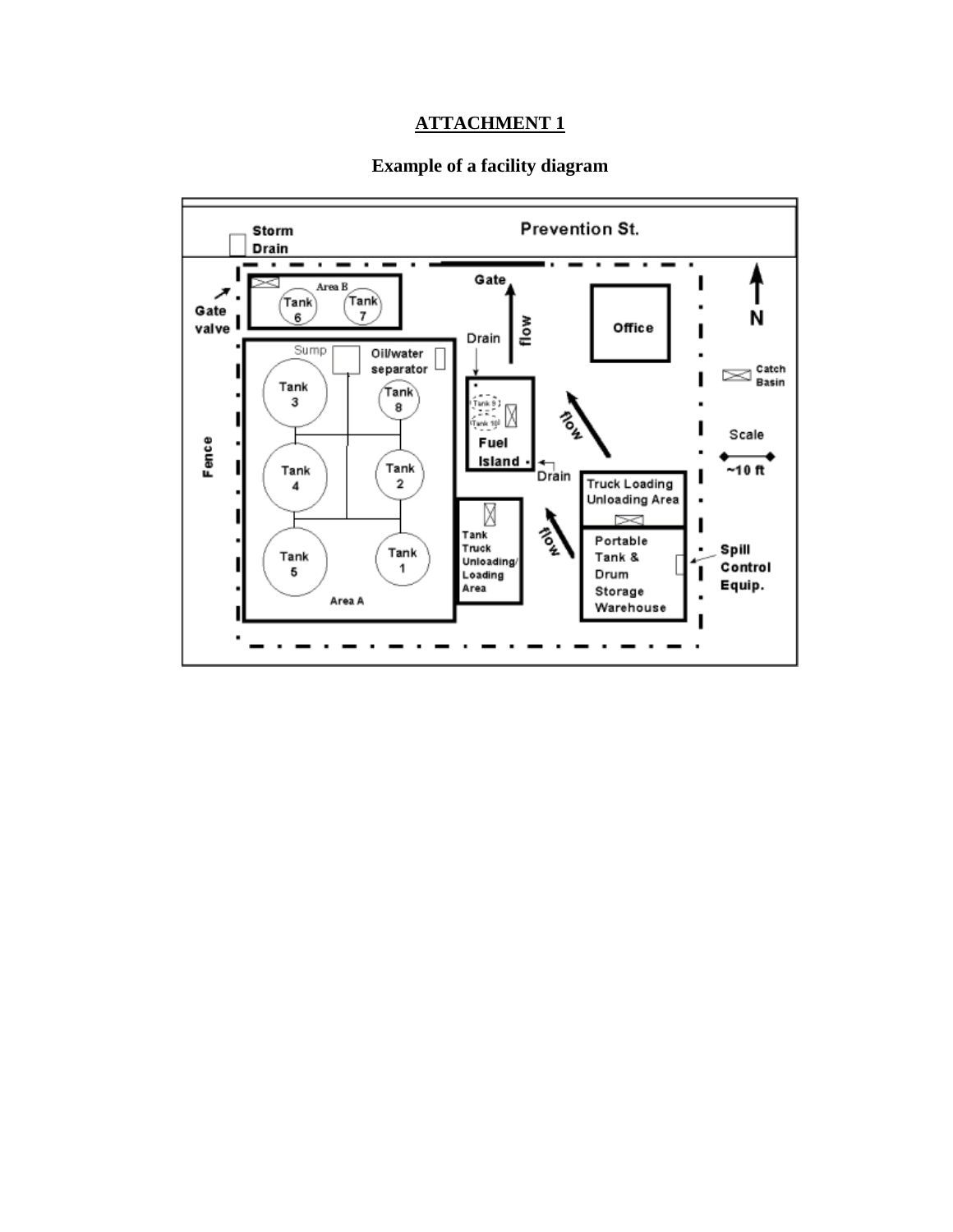## ATTACHMENT 1

### Example of a facility diagram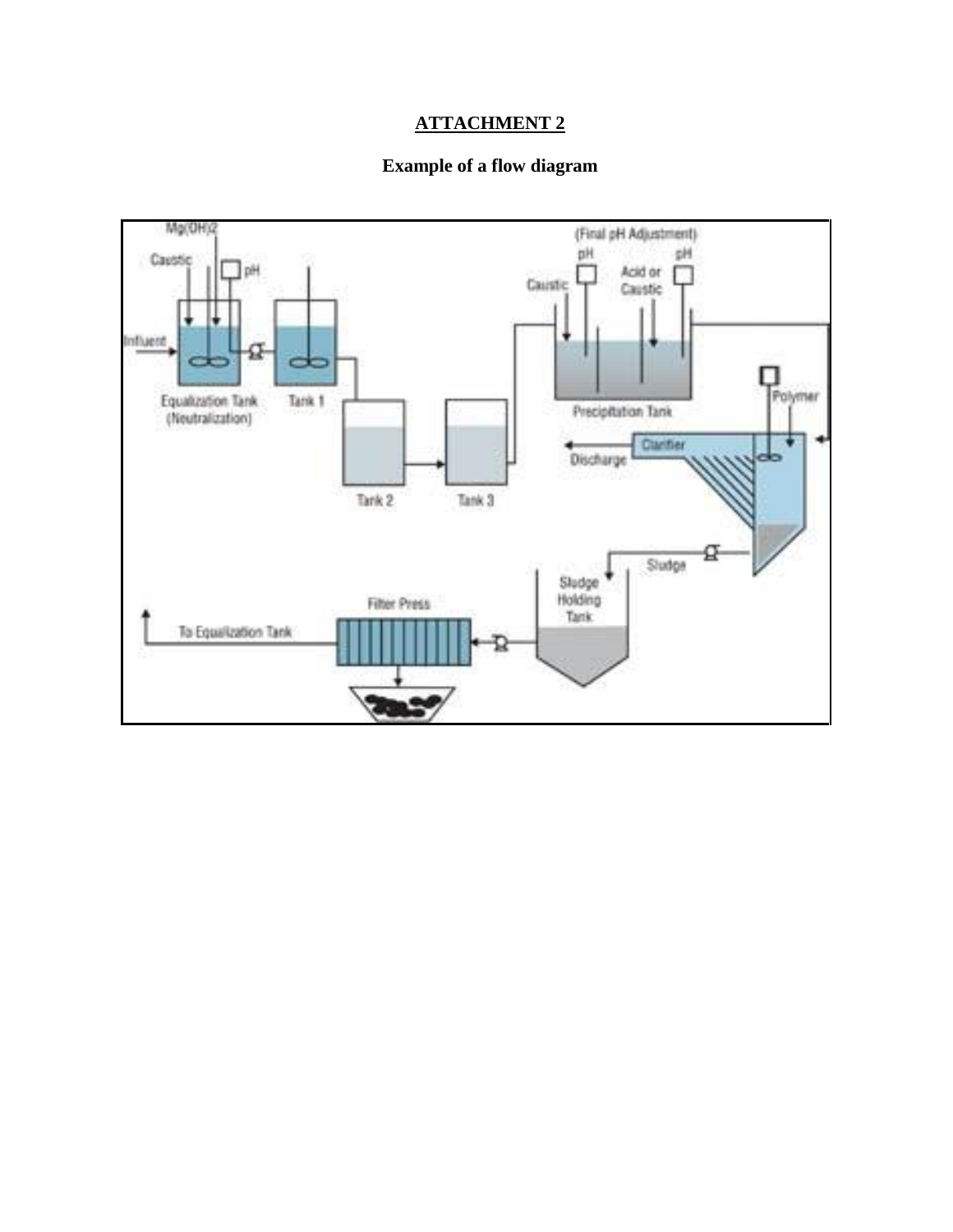# ATTACHMENT 2

## Example of a flow diagram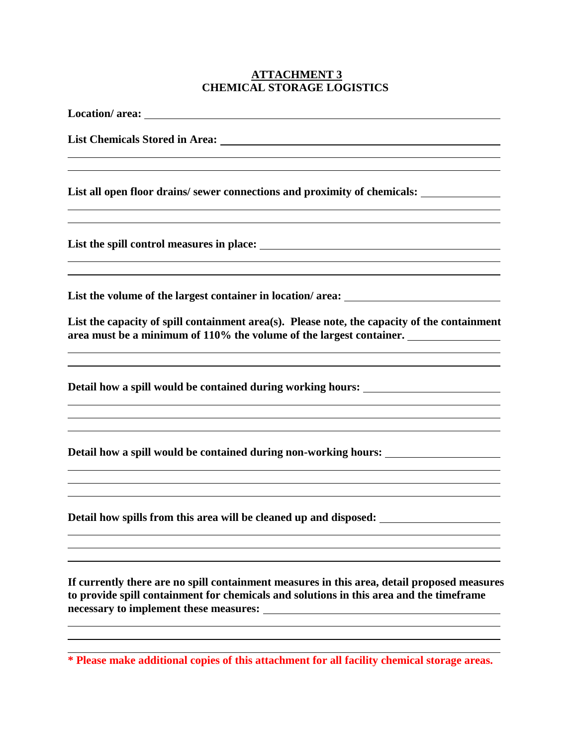# ATTACHMENT 3
# CHEMICAL STORAGE LOGISTICS

**Location/ area:** ________________________________________________

**List Chemicals Stored in Area:** ________________________________________________

________________________________________________________________

________________________________________________________________

**List all open floor drains/ sewer connections and proximity of chemicals:** ______________

________________________________________________________________

________________________________________________________________

**List the spill control measures in place:** ________________________________________________

________________________________________________________________

________________________________________________________________

**List the volume of the largest container in location/ area:** ________________________

**List the capacity of spill containment area(s). Please note, the capacity of the containment area must be a minimum of 110% the volume of the largest container.** ________________

________________________________________________________________

________________________________________________________________

**Detail how a spill would be contained during working hours:** ________________________

________________________________________________________________

________________________________________________________________

________________________________________________________________

**Detail how a spill would be contained during non-working hours:** ____________________

________________________________________________________________

________________________________________________________________

________________________________________________________________

**Detail how spills from this area will be cleaned up and disposed:** ____________________

________________________________________________________________

________________________________________________________________

________________________________________________________________

**If currently there are no spill containment measures in this area, detail proposed measures to provide spill containment for chemicals and solutions in this area and the timeframe necessary to implement these measures:** ________________________________________

________________________________________________________________

________________________________________________________________

________________________________________________________________

**\* Please make additional copies of this attachment for all facility chemical storage areas.**